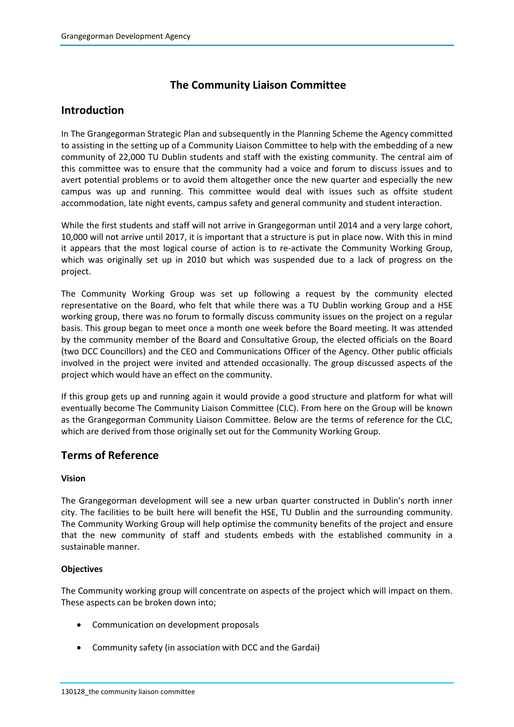# The Community Liaison Committee

## Introduction

In The Grangegorman Strategic Plan and subsequently in the Planning Scheme the Agency committed to assisting in the setting up of a Community Liaison Committee to help with the embedding of a new community of 22,000 TU Dublin students and staff with the existing community. The central aim of this committee was to ensure that the community had a voice and forum to discuss issues and to avert potential problems or to avoid them altogether once the new quarter and especially the new campus was up and running. This committee would deal with issues such as offsite student accommodation, late night events, campus safety and general community and student interaction.

While the first students and staff will not arrive in Grangegorman until 2014 and a very large cohort, 10,000 will not arrive until 2017, it is important that a structure is put in place now. With this in mind it appears that the most logical course of action is to re-activate the Community Working Group, which was originally set up in 2010 but which was suspended due to a lack of progress on the project.

The Community Working Group was set up following a request by the community elected representative on the Board, who felt that while there was a TU Dublin working Group and a HSE working group, there was no forum to formally discuss community issues on the project on a regular basis. This group began to meet once a month one week before the Board meeting. It was attended by the community member of the Board and Consultative Group, the elected officials on the Board (two DCC Councillors) and the CEO and Communications Officer of the Agency. Other public officials involved in the project were invited and attended occasionally. The group discussed aspects of the project which would have an effect on the community.

If this group gets up and running again it would provide a good structure and platform for what will eventually become The Community Liaison Committee (CLC). From here on the Group will be known as the Grangegorman Community Liaison Committee. Below are the terms of reference for the CLC, which are derived from those originally set out for the Community Working Group.

## Terms of Reference

**Vision**

The Grangegorman development will see a new urban quarter constructed in Dublin's north inner city. The facilities to be built here will benefit the HSE, TU Dublin and the surrounding community. The Community Working Group will help optimise the community benefits of the project and ensure that the new community of staff and students embeds with the established community in a sustainable manner.

**Objectives**

The Community working group will concentrate on aspects of the project which will impact on them. These aspects can be broken down into;

- Communication on development proposals
- Community safety (in association with DCC and the Gardai)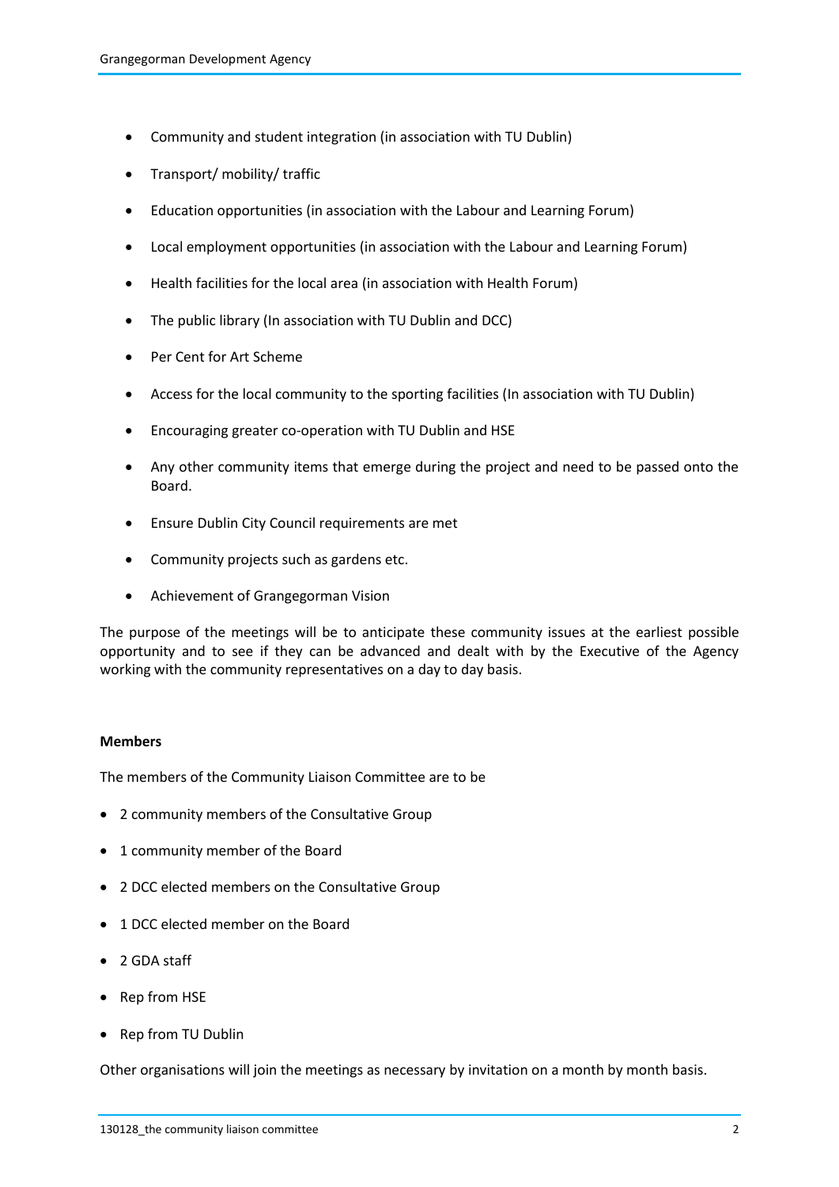- Community and student integration (in association with TU Dublin)
- Transport/ mobility/ traffic
- Education opportunities (in association with the Labour and Learning Forum)
- Local employment opportunities (in association with the Labour and Learning Forum)
- Health facilities for the local area (in association with Health Forum)
- The public library (In association with TU Dublin and DCC)
- Per Cent for Art Scheme
- Access for the local community to the sporting facilities (In association with TU Dublin)
- Encouraging greater co-operation with TU Dublin and HSE
- Any other community items that emerge during the project and need to be passed onto the Board.
- Ensure Dublin City Council requirements are met
- Community projects such as gardens etc.
- Achievement of Grangegorman Vision

The purpose of the meetings will be to anticipate these community issues at the earliest possible opportunity and to see if they can be advanced and dealt with by the Executive of the Agency working with the community representatives on a day to day basis.

**Members**

The members of the Community Liaison Committee are to be

- 2 community members of the Consultative Group
- 1 community member of the Board
- 2 DCC elected members on the Consultative Group
- 1 DCC elected member on the Board
- 2 GDA staff
- Rep from HSE
- Rep from TU Dublin

Other organisations will join the meetings as necessary by invitation on a month by month basis.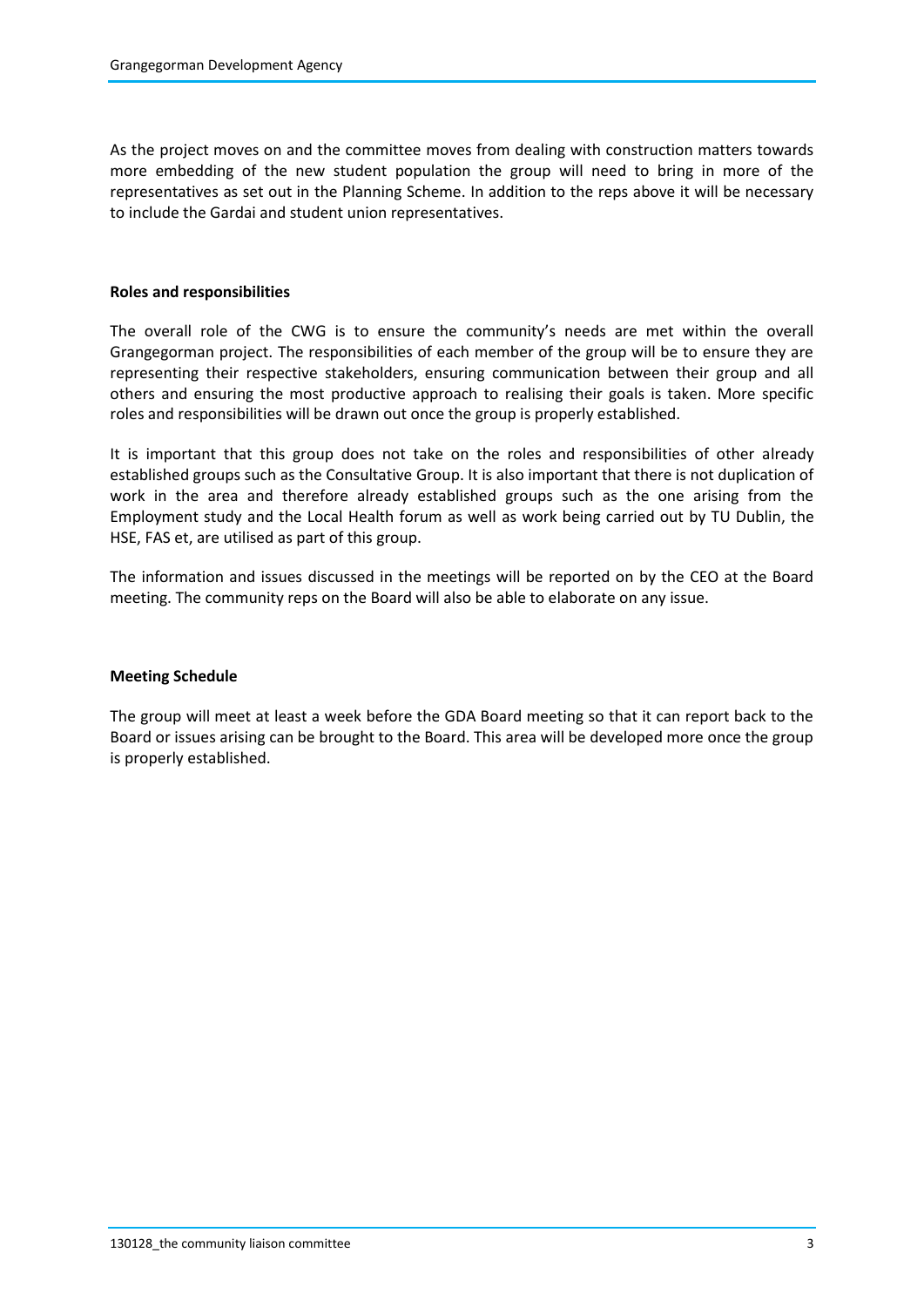As the project moves on and the committee moves from dealing with construction matters towards more embedding of the new student population the group will need to bring in more of the representatives as set out in the Planning Scheme. In addition to the reps above it will be necessary to include the Gardai and student union representatives.

**Roles and responsibilities**

The overall role of the CWG is to ensure the community's needs are met within the overall Grangegorman project. The responsibilities of each member of the group will be to ensure they are representing their respective stakeholders, ensuring communication between their group and all others and ensuring the most productive approach to realising their goals is taken. More specific roles and responsibilities will be drawn out once the group is properly established.

It is important that this group does not take on the roles and responsibilities of other already established groups such as the Consultative Group. It is also important that there is not duplication of work in the area and therefore already established groups such as the one arising from the Employment study and the Local Health forum as well as work being carried out by TU Dublin, the HSE, FAS et, are utilised as part of this group.

The information and issues discussed in the meetings will be reported on by the CEO at the Board meeting. The community reps on the Board will also be able to elaborate on any issue.

**Meeting Schedule**

The group will meet at least a week before the GDA Board meeting so that it can report back to the Board or issues arising can be brought to the Board. This area will be developed more once the group is properly established.